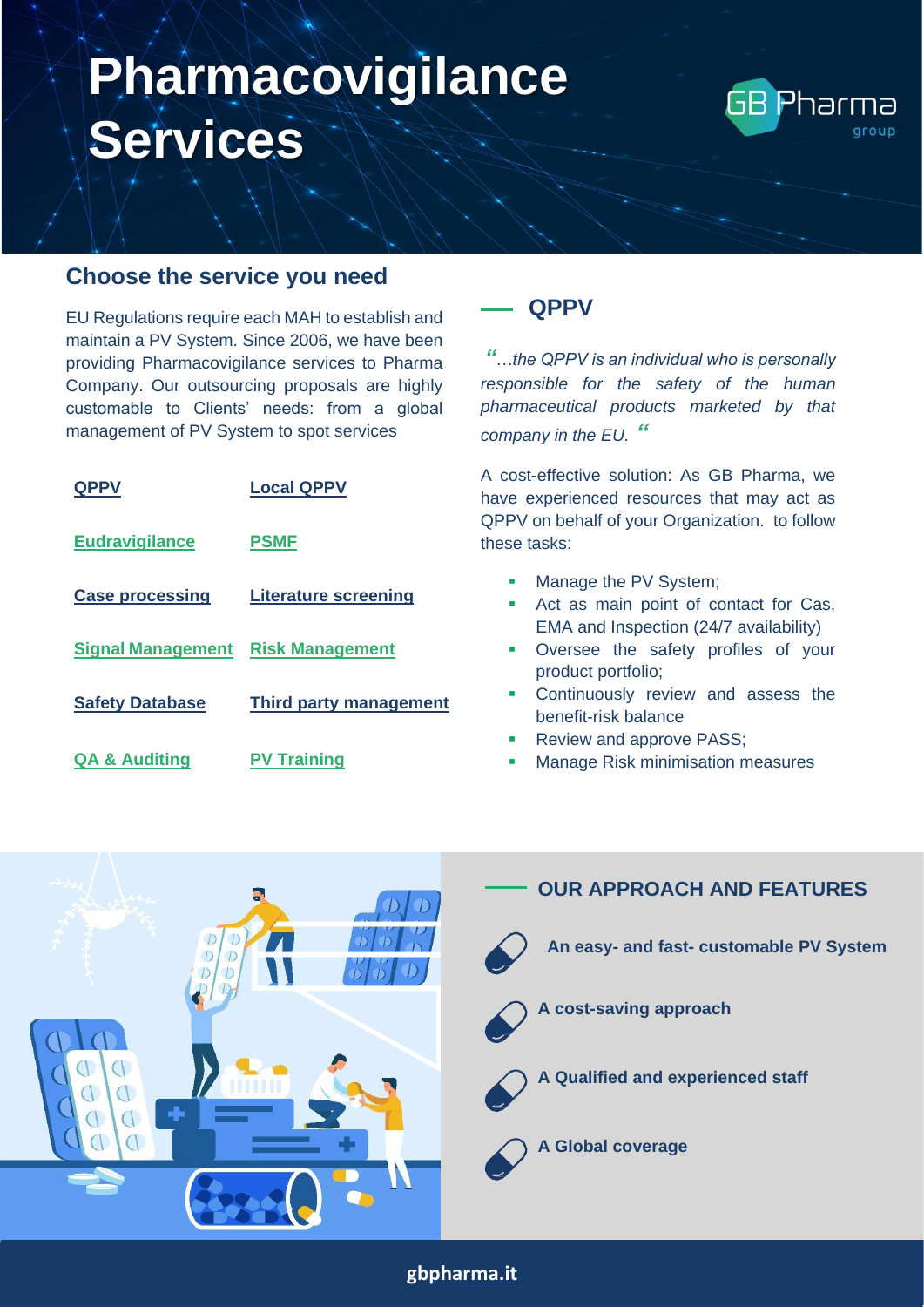# Pharmacovigilance Services

GB Pharma group

## Choose the service you need

EU Regulations require each MAH to establish and maintain a PV System. Since 2006, we have been providing Pharmacovigilance services to Pharma Company. Our outsourcing proposals are highly customable to Clients' needs: from a global management of PV System to spot services

| | |
|---|---|
| QPPV | Local QPPV |
| Eudravigilance | PSMF |
| Case processing | Literature screening |
| Signal Management | Risk Management |
| Safety Database | Third party management |
| QA & Auditing | PV Training |

## QPPV

*"…the QPPV is an individual who is personally responsible for the safety of the human pharmaceutical products marketed by that company in the EU. "*

A cost-effective solution: As GB Pharma, we have experienced resources that may act as QPPV on behalf of your Organization. to follow these tasks:

- Manage the PV System;
- Act as main point of contact for Cas, EMA and Inspection (24/7 availability)
- Oversee the safety profiles of your product portfolio;
- Continuously review and assess the benefit-risk balance
- Review and approve PASS;
- Manage Risk minimisation measures

## OUR APPROACH AND FEATURES

- **An easy- and fast- customable PV System**
- **A cost-saving approach**
- **A Qualified and experienced staff**
- **A Global coverage**

**gbpharma.it**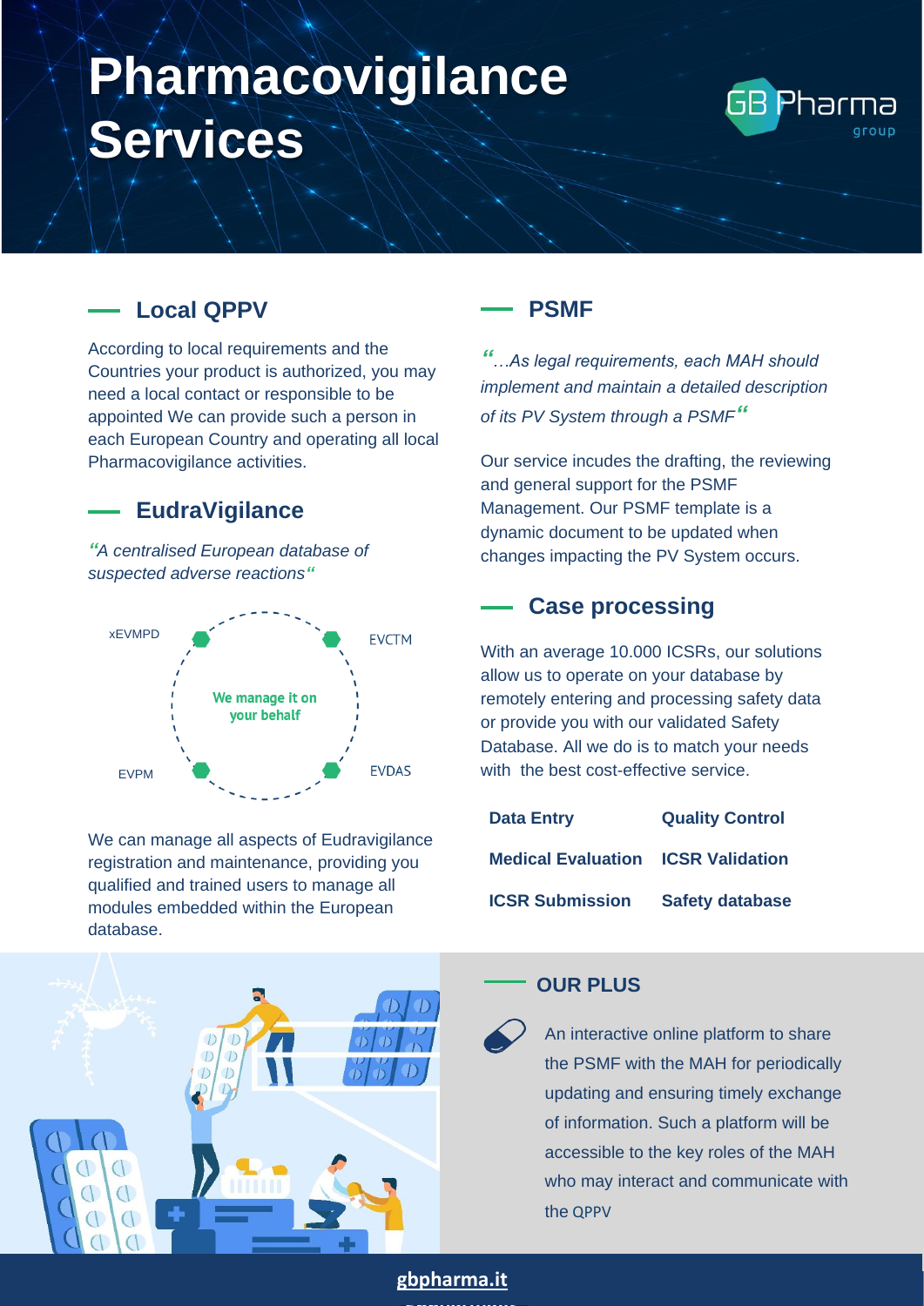# Pharmacovigilance Services

GB Pharma group

## Local QPPV

According to local requirements and the Countries your product is authorized, you may need a local contact or responsible to be appointed We can provide such a person in each European Country and operating all local Pharmacovigilance activities.

## EudraVigilance

*"A centralised European database of suspected adverse reactions"*

xEVMPD

EVCTM

We manage it on your behalf

EVPM

EVDAS

We can manage all aspects of Eudravigilance registration and maintenance, providing you qualified and trained users to manage all modules embedded within the European database.

## PSMF

*"…As legal requirements, each MAH should implement and maintain a detailed description of its PV System through a PSMF"*

Our service incudes the drafting, the reviewing and general support for the PSMF Management. Our PSMF template is a dynamic document to be updated when changes impacting the PV System occurs.

## Case processing

With an average 10.000 ICSRs, our solutions allow us to operate on your database by remotely entering and processing safety data or provide you with our validated Safety Database. All we do is to match your needs with the best cost-effective service.

| | |
|---|---|
| **Data Entry** | **Quality Control** |
| **Medical Evaluation** | **ICSR Validation** |
| **ICSR Submission** | **Safety database** |

## OUR PLUS

An interactive online platform to share the PSMF with the MAH for periodically updating and ensuring timely exchange of information. Such a platform will be accessible to the key roles of the MAH who may interact and communicate with the QPPV

**gbpharma.it**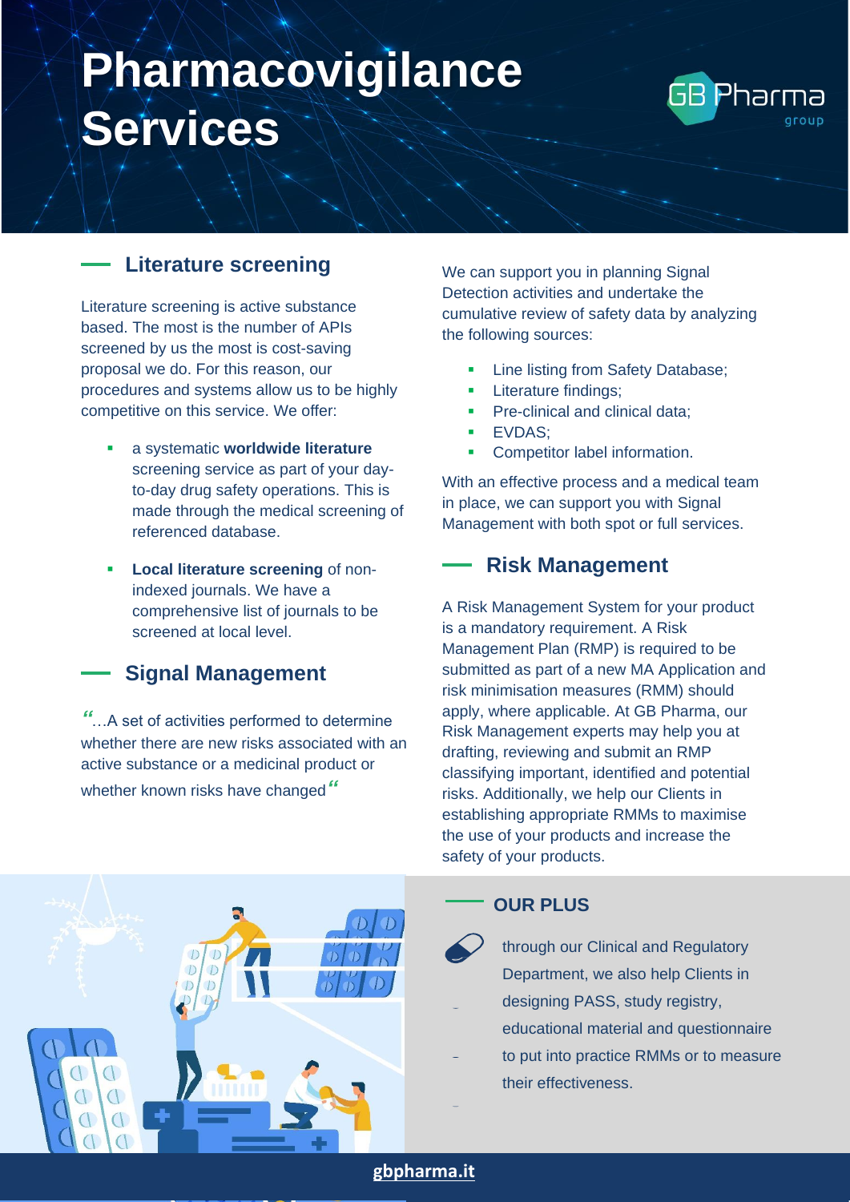# Pharmacovigilance Services

GB Pharma group

## Literature screening

Literature screening is active substance based. The most is the number of APIs screened by us the most is cost-saving proposal we do. For this reason, our procedures and systems allow us to be highly competitive on this service. We offer:

- a systematic **worldwide literature** screening service as part of your day-to-day drug safety operations. This is made through the medical screening of referenced database.
- **Local literature screening** of non-indexed journals. We have a comprehensive list of journals to be screened at local level.

## Signal Management

"…A set of activities performed to determine whether there are new risks associated with an active substance or a medicinal product or whether known risks have changed"

We can support you in planning Signal Detection activities and undertake the cumulative review of safety data by analyzing the following sources:

- Line listing from Safety Database;
- Literature findings;
- Pre-clinical and clinical data;
- EVDAS;
- Competitor label information.

With an effective process and a medical team in place, we can support you with Signal Management with both spot or full services.

## Risk Management

A Risk Management System for your product is a mandatory requirement. A Risk Management Plan (RMP) is required to be submitted as part of a new MA Application and risk minimisation measures (RMM) should apply, where applicable. At GB Pharma, our Risk Management experts may help you at drafting, reviewing and submit an RMP classifying important, identified and potential risks. Additionally, we help our Clients in establishing appropriate RMMs to maximise the use of your products and increase the safety of your products.

## OUR PLUS

through our Clinical and Regulatory Department, we also help Clients in designing PASS, study registry, educational material and questionnaire to put into practice RMMs or to measure their effectiveness.

gbpharma.it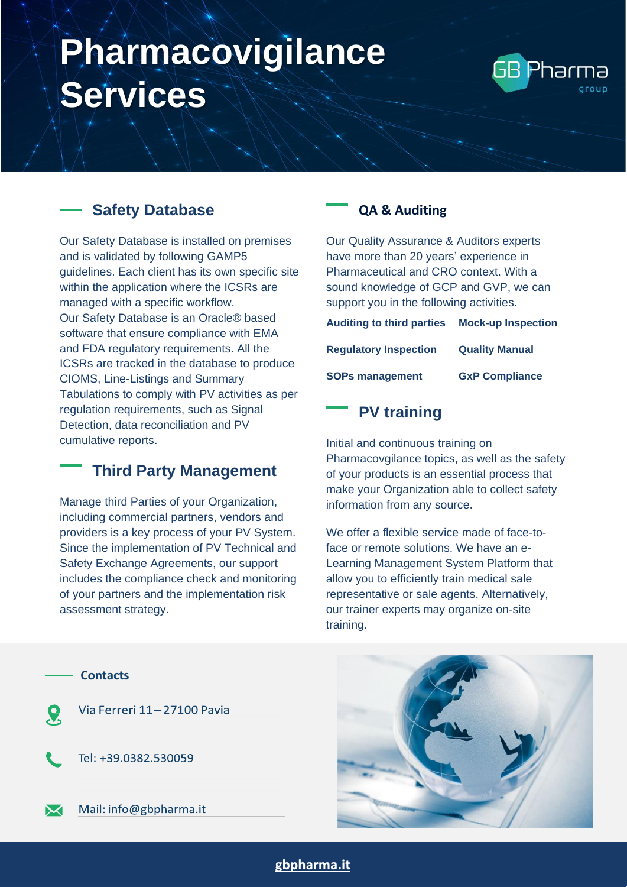# Pharmacovigilance Services

GB Pharma group

## Safety Database

Our Safety Database is installed on premises and is validated by following GAMP5 guidelines. Each client has its own specific site within the application where the ICSRs are managed with a specific workflow.
Our Safety Database is an Oracle® based software that ensure compliance with EMA and FDA regulatory requirements. All the ICSRs are tracked in the database to produce CIOMS, Line-Listings and Summary Tabulations to comply with PV activities as per regulation requirements, such as Signal Detection, data reconciliation and PV cumulative reports.

## Third Party Management

Manage third Parties of your Organization, including commercial partners, vendors and providers is a key process of your PV System. Since the implementation of PV Technical and Safety Exchange Agreements, our support includes the compliance check and monitoring of your partners and the implementation risk assessment strategy.

## QA & Auditing

Our Quality Assurance & Auditors experts have more than 20 years' experience in Pharmaceutical and CRO context. With a sound knowledge of GCP and GVP, we can support you in the following activities.

- **Auditing to third parties**
- **Mock-up Inspection**
- **Regulatory Inspection**
- **Quality Manual**
- **SOPs management**
- **GxP Compliance**

## PV training

Initial and continuous training on Pharmacovgilance topics, as well as the safety of your products is an essential process that make your Organization able to collect safety information from any source.

We offer a flexible service made of face-to-face or remote solutions. We have an e-Learning Management System Platform that allow you to efficiently train medical sale representative or sale agents. Alternatively, our trainer experts may organize on-site training.

### Contacts

Via Ferreri 11 – 27100 Pavia

Tel: +39.0382.530059

Mail: info@gbpharma.it

gbpharma.it